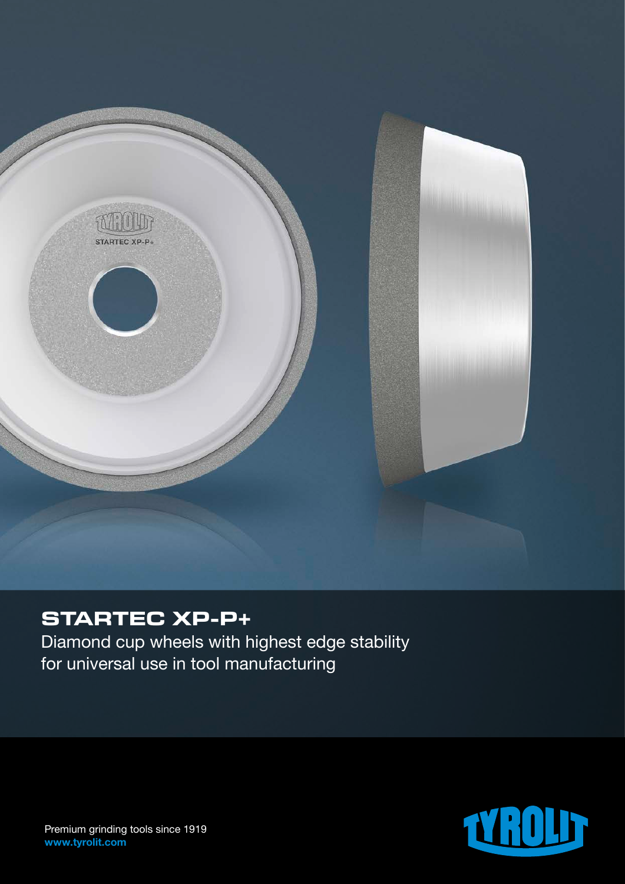# STARTEC XP-P+

Diamond cup wheels with highest edge stability for universal use in tool manufacturing

Premium grinding tools since 1919
**www.tyrolit.com**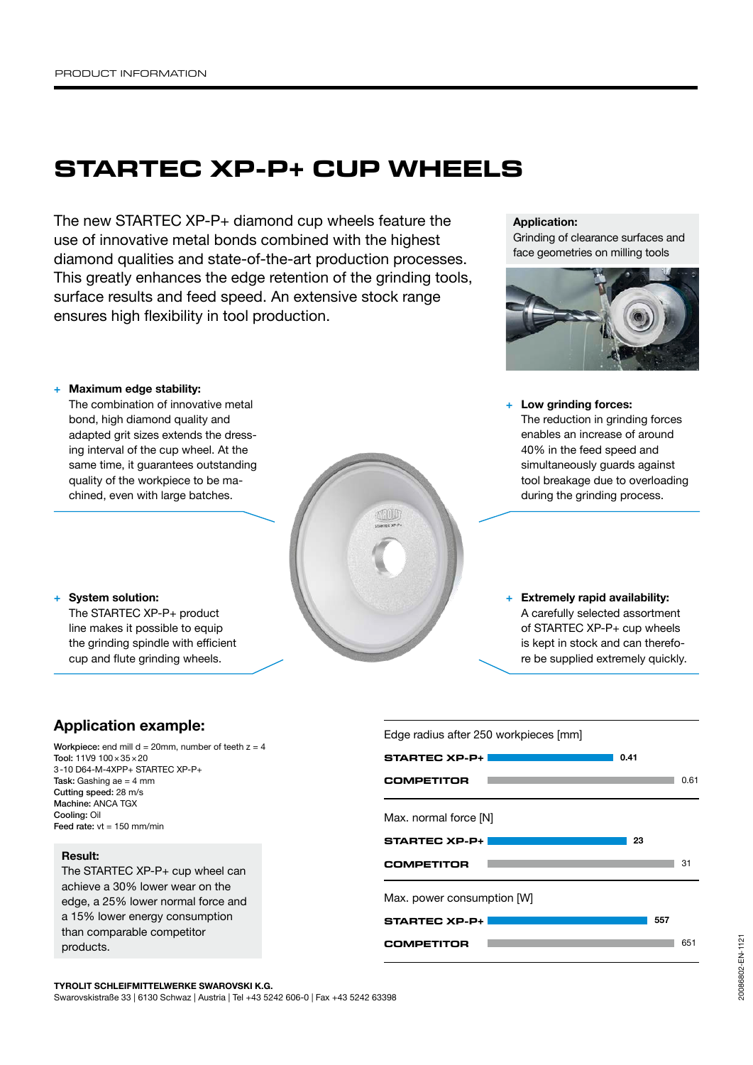PRODUCT INFORMATION

# STARTEC XP-P+ CUP WHEELS

The new STARTEC XP-P+ diamond cup wheels feature the use of innovative metal bonds combined with the highest diamond qualities and state-of-the-art production processes. This greatly enhances the edge retention of the grinding tools, surface results and feed speed. An extensive stock range ensures high flexibility in tool production.

**Application:**
Grinding of clearance surfaces and face geometries on milling tools

- **Maximum edge stability:**
  The combination of innovative metal bond, high diamond quality and adapted grit sizes extends the dressing interval of the cup wheel. At the same time, it guarantees outstanding quality of the workpiece to be machined, even with large batches.

- **Low grinding forces:**
  The reduction in grinding forces enables an increase of around 40% in the feed speed and simultaneously guards against tool breakage due to overloading during the grinding process.

- **System solution:**
  The STARTEC XP-P+ product line makes it possible to equip the grinding spindle with efficient cup and flute grinding wheels.

- **Extremely rapid availability:**
  A carefully selected assortment of STARTEC XP-P+ cup wheels is kept in stock and can therefore be supplied extremely quickly.

## Application example:

**Workpiece:** end mill d = 20mm, number of teeth z = 4
**Tool:** 11V9 100×35×20
3-10 D64-M-4XPP+ STARTEC XP-P+
**Task:** Gashing ae = 4 mm
**Cutting speed:** 28 m/s
**Machine:** ANCA TGX
**Cooling:** Oil
**Feed rate:** vt = 150 mm/min

**Result:**
The STARTEC XP-P+ cup wheel can achieve a 30% lower wear on the edge, a 25% lower normal force and a 15% lower energy consumption than comparable competitor products.

Edge radius after 250 workpieces [mm]
STARTEC XP-P+ 0.41
COMPETITOR 0.61

Max. normal force [N]
STARTEC XP-P+ 23
COMPETITOR 31

Max. power consumption [W]
STARTEC XP-P+ 557
COMPETITOR 651

**TYROLIT SCHLEIFMITTELWERKE SWAROVSKI K.G.**
Swarovskistraße 33 | 6130 Schwaz | Austria | Tel +43 5242 606-0 | Fax +43 5242 63398

20086802-EN-1121